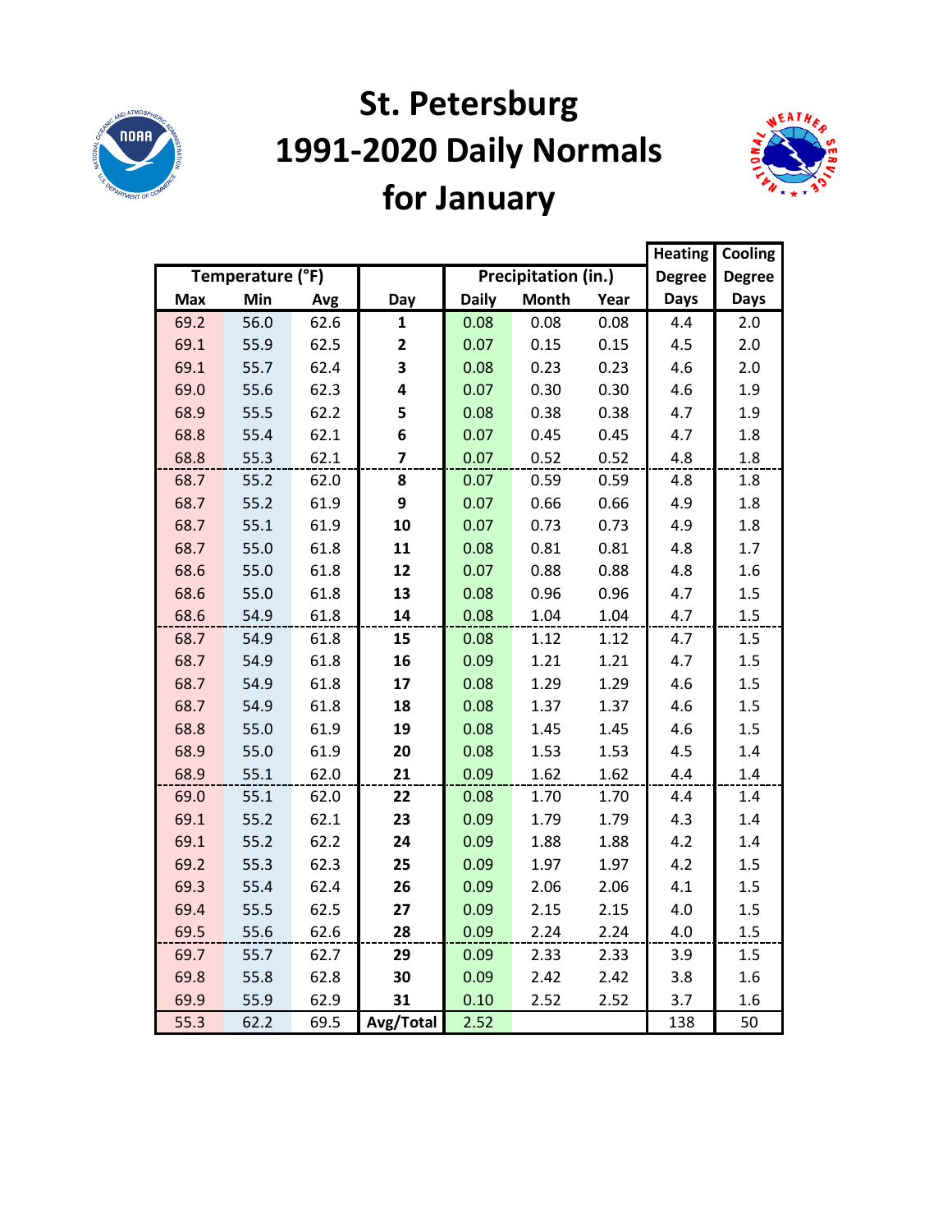# St. Petersburg
# 1991-2020 Daily Normals
# for January

| Temperature (°F) | | | | Precipitation (in.) | | | Heating Degree Days | Cooling Degree Days |
|---|---|---|---|---|---|---|---|---|
| Max | Min | Avg | Day | Daily | Month | Year | | |
| 69.2 | 56.0 | 62.6 | **1** | 0.08 | 0.08 | 0.08 | 4.4 | 2.0 |
| 69.1 | 55.9 | 62.5 | **2** | 0.07 | 0.15 | 0.15 | 4.5 | 2.0 |
| 69.1 | 55.7 | 62.4 | **3** | 0.08 | 0.23 | 0.23 | 4.6 | 2.0 |
| 69.0 | 55.6 | 62.3 | **4** | 0.07 | 0.30 | 0.30 | 4.6 | 1.9 |
| 68.9 | 55.5 | 62.2 | **5** | 0.08 | 0.38 | 0.38 | 4.7 | 1.9 |
| 68.8 | 55.4 | 62.1 | **6** | 0.07 | 0.45 | 0.45 | 4.7 | 1.8 |
| 68.8 | 55.3 | 62.1 | **7** | 0.07 | 0.52 | 0.52 | 4.8 | 1.8 |
| 68.7 | 55.2 | 62.0 | **8** | 0.07 | 0.59 | 0.59 | 4.8 | 1.8 |
| 68.7 | 55.2 | 61.9 | **9** | 0.07 | 0.66 | 0.66 | 4.9 | 1.8 |
| 68.7 | 55.1 | 61.9 | **10** | 0.07 | 0.73 | 0.73 | 4.9 | 1.8 |
| 68.7 | 55.0 | 61.8 | **11** | 0.08 | 0.81 | 0.81 | 4.8 | 1.7 |
| 68.6 | 55.0 | 61.8 | **12** | 0.07 | 0.88 | 0.88 | 4.8 | 1.6 |
| 68.6 | 55.0 | 61.8 | **13** | 0.08 | 0.96 | 0.96 | 4.7 | 1.5 |
| 68.6 | 54.9 | 61.8 | **14** | 0.08 | 1.04 | 1.04 | 4.7 | 1.5 |
| 68.7 | 54.9 | 61.8 | **15** | 0.08 | 1.12 | 1.12 | 4.7 | 1.5 |
| 68.7 | 54.9 | 61.8 | **16** | 0.09 | 1.21 | 1.21 | 4.7 | 1.5 |
| 68.7 | 54.9 | 61.8 | **17** | 0.08 | 1.29 | 1.29 | 4.6 | 1.5 |
| 68.7 | 54.9 | 61.8 | **18** | 0.08 | 1.37 | 1.37 | 4.6 | 1.5 |
| 68.8 | 55.0 | 61.9 | **19** | 0.08 | 1.45 | 1.45 | 4.6 | 1.5 |
| 68.9 | 55.0 | 61.9 | **20** | 0.08 | 1.53 | 1.53 | 4.5 | 1.4 |
| 68.9 | 55.1 | 62.0 | **21** | 0.09 | 1.62 | 1.62 | 4.4 | 1.4 |
| 69.0 | 55.1 | 62.0 | **22** | 0.08 | 1.70 | 1.70 | 4.4 | 1.4 |
| 69.1 | 55.2 | 62.1 | **23** | 0.09 | 1.79 | 1.79 | 4.3 | 1.4 |
| 69.1 | 55.2 | 62.2 | **24** | 0.09 | 1.88 | 1.88 | 4.2 | 1.4 |
| 69.2 | 55.3 | 62.3 | **25** | 0.09 | 1.97 | 1.97 | 4.2 | 1.5 |
| 69.3 | 55.4 | 62.4 | **26** | 0.09 | 2.06 | 2.06 | 4.1 | 1.5 |
| 69.4 | 55.5 | 62.5 | **27** | 0.09 | 2.15 | 2.15 | 4.0 | 1.5 |
| 69.5 | 55.6 | 62.6 | **28** | 0.09 | 2.24 | 2.24 | 4.0 | 1.5 |
| 69.7 | 55.7 | 62.7 | **29** | 0.09 | 2.33 | 2.33 | 3.9 | 1.5 |
| 69.8 | 55.8 | 62.8 | **30** | 0.09 | 2.42 | 2.42 | 3.8 | 1.6 |
| 69.9 | 55.9 | 62.9 | **31** | 0.10 | 2.52 | 2.52 | 3.7 | 1.6 |
| 55.3 | 62.2 | 69.5 | **Avg/Total** | 2.52 | | | 138 | 50 |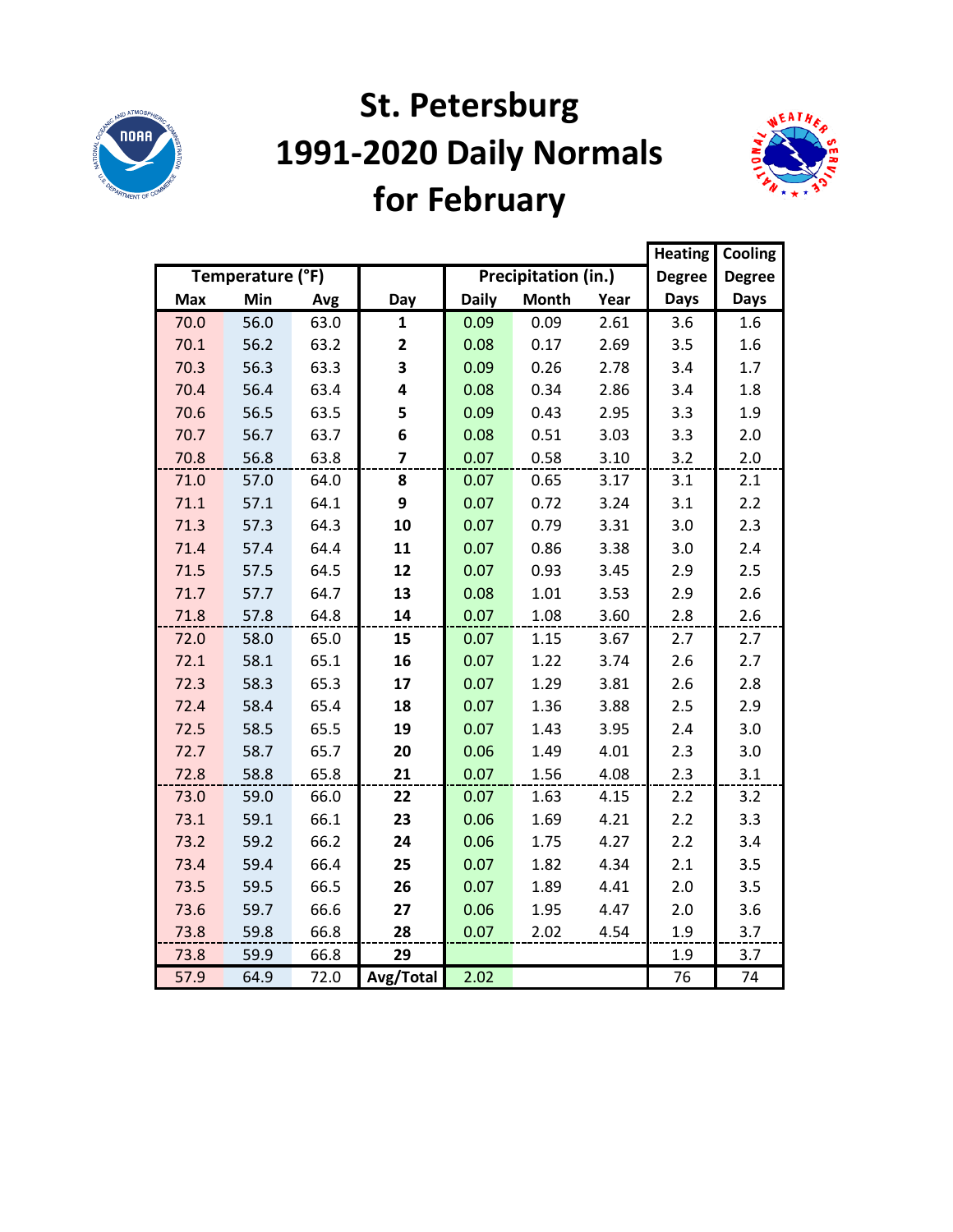# St. Petersburg 1991-2020 Daily Normals for February

| Temperature (°F) | | | | Precipitation (in.) | | | Heating Degree | Cooling Degree |
|---|---|---|---|---|---|---|---|---|
| Max | Min | Avg | Day | Daily | Month | Year | Days | Days |
| 70.0 | 56.0 | 63.0 | 1 | 0.09 | 0.09 | 2.61 | 3.6 | 1.6 |
| 70.1 | 56.2 | 63.2 | 2 | 0.08 | 0.17 | 2.69 | 3.5 | 1.6 |
| 70.3 | 56.3 | 63.3 | 3 | 0.09 | 0.26 | 2.78 | 3.4 | 1.7 |
| 70.4 | 56.4 | 63.4 | 4 | 0.08 | 0.34 | 2.86 | 3.4 | 1.8 |
| 70.6 | 56.5 | 63.5 | 5 | 0.09 | 0.43 | 2.95 | 3.3 | 1.9 |
| 70.7 | 56.7 | 63.7 | 6 | 0.08 | 0.51 | 3.03 | 3.3 | 2.0 |
| 70.8 | 56.8 | 63.8 | 7 | 0.07 | 0.58 | 3.10 | 3.2 | 2.0 |
| 71.0 | 57.0 | 64.0 | 8 | 0.07 | 0.65 | 3.17 | 3.1 | 2.1 |
| 71.1 | 57.1 | 64.1 | 9 | 0.07 | 0.72 | 3.24 | 3.1 | 2.2 |
| 71.3 | 57.3 | 64.3 | 10 | 0.07 | 0.79 | 3.31 | 3.0 | 2.3 |
| 71.4 | 57.4 | 64.4 | 11 | 0.07 | 0.86 | 3.38 | 3.0 | 2.4 |
| 71.5 | 57.5 | 64.5 | 12 | 0.07 | 0.93 | 3.45 | 2.9 | 2.5 |
| 71.7 | 57.7 | 64.7 | 13 | 0.08 | 1.01 | 3.53 | 2.9 | 2.6 |
| 71.8 | 57.8 | 64.8 | 14 | 0.07 | 1.08 | 3.60 | 2.8 | 2.6 |
| 72.0 | 58.0 | 65.0 | 15 | 0.07 | 1.15 | 3.67 | 2.7 | 2.7 |
| 72.1 | 58.1 | 65.1 | 16 | 0.07 | 1.22 | 3.74 | 2.6 | 2.7 |
| 72.3 | 58.3 | 65.3 | 17 | 0.07 | 1.29 | 3.81 | 2.6 | 2.8 |
| 72.4 | 58.4 | 65.4 | 18 | 0.07 | 1.36 | 3.88 | 2.5 | 2.9 |
| 72.5 | 58.5 | 65.5 | 19 | 0.07 | 1.43 | 3.95 | 2.4 | 3.0 |
| 72.7 | 58.7 | 65.7 | 20 | 0.06 | 1.49 | 4.01 | 2.3 | 3.0 |
| 72.8 | 58.8 | 65.8 | 21 | 0.07 | 1.56 | 4.08 | 2.3 | 3.1 |
| 73.0 | 59.0 | 66.0 | 22 | 0.07 | 1.63 | 4.15 | 2.2 | 3.2 |
| 73.1 | 59.1 | 66.1 | 23 | 0.06 | 1.69 | 4.21 | 2.2 | 3.3 |
| 73.2 | 59.2 | 66.2 | 24 | 0.06 | 1.75 | 4.27 | 2.2 | 3.4 |
| 73.4 | 59.4 | 66.4 | 25 | 0.07 | 1.82 | 4.34 | 2.1 | 3.5 |
| 73.5 | 59.5 | 66.5 | 26 | 0.07 | 1.89 | 4.41 | 2.0 | 3.5 |
| 73.6 | 59.7 | 66.6 | 27 | 0.06 | 1.95 | 4.47 | 2.0 | 3.6 |
| 73.8 | 59.8 | 66.8 | 28 | 0.07 | 2.02 | 4.54 | 1.9 | 3.7 |
| 73.8 | 59.9 | 66.8 | 29 | | | | 1.9 | 3.7 |
| 57.9 | 64.9 | 72.0 | Avg/Total | 2.02 | | | 76 | 74 |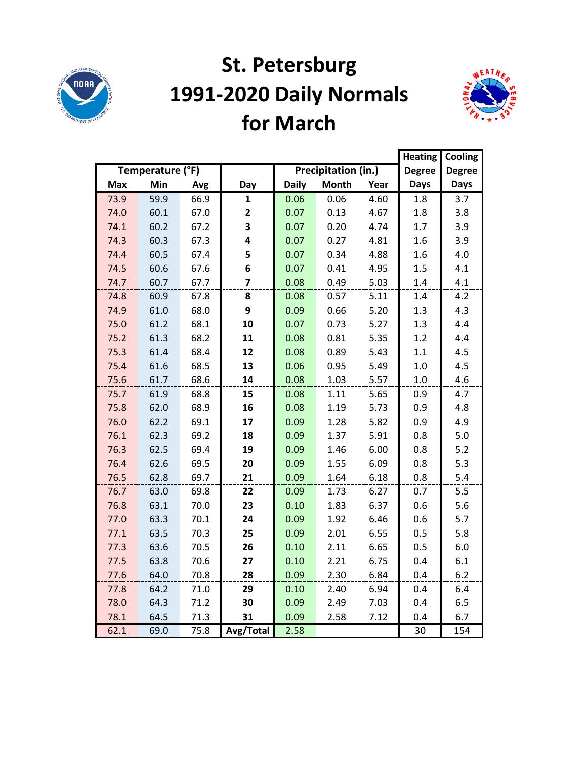# St. Petersburg
# 1991-2020 Daily Normals
# for March

| Temperature (°F) | | | Day | Precipitation (in.) | | | Heating Degree Days | Cooling Degree Days |
|---|---|---|---|---|---|---|---|---|
| Max | Min | Avg | | Daily | Month | Year | | |
| 73.9 | 59.9 | 66.9 | **1** | 0.06 | 0.06 | 4.60 | 1.8 | 3.7 |
| 74.0 | 60.1 | 67.0 | **2** | 0.07 | 0.13 | 4.67 | 1.8 | 3.8 |
| 74.1 | 60.2 | 67.2 | **3** | 0.07 | 0.20 | 4.74 | 1.7 | 3.9 |
| 74.3 | 60.3 | 67.3 | **4** | 0.07 | 0.27 | 4.81 | 1.6 | 3.9 |
| 74.4 | 60.5 | 67.4 | **5** | 0.07 | 0.34 | 4.88 | 1.6 | 4.0 |
| 74.5 | 60.6 | 67.6 | **6** | 0.07 | 0.41 | 4.95 | 1.5 | 4.1 |
| 74.7 | 60.7 | 67.7 | **7** | 0.08 | 0.49 | 5.03 | 1.4 | 4.1 |
| 74.8 | 60.9 | 67.8 | **8** | 0.08 | 0.57 | 5.11 | 1.4 | 4.2 |
| 74.9 | 61.0 | 68.0 | **9** | 0.09 | 0.66 | 5.20 | 1.3 | 4.3 |
| 75.0 | 61.2 | 68.1 | **10** | 0.07 | 0.73 | 5.27 | 1.3 | 4.4 |
| 75.2 | 61.3 | 68.2 | **11** | 0.08 | 0.81 | 5.35 | 1.2 | 4.4 |
| 75.3 | 61.4 | 68.4 | **12** | 0.08 | 0.89 | 5.43 | 1.1 | 4.5 |
| 75.4 | 61.6 | 68.5 | **13** | 0.06 | 0.95 | 5.49 | 1.0 | 4.5 |
| 75.6 | 61.7 | 68.6 | **14** | 0.08 | 1.03 | 5.57 | 1.0 | 4.6 |
| 75.7 | 61.9 | 68.8 | **15** | 0.08 | 1.11 | 5.65 | 0.9 | 4.7 |
| 75.8 | 62.0 | 68.9 | **16** | 0.08 | 1.19 | 5.73 | 0.9 | 4.8 |
| 76.0 | 62.2 | 69.1 | **17** | 0.09 | 1.28 | 5.82 | 0.9 | 4.9 |
| 76.1 | 62.3 | 69.2 | **18** | 0.09 | 1.37 | 5.91 | 0.8 | 5.0 |
| 76.3 | 62.5 | 69.4 | **19** | 0.09 | 1.46 | 6.00 | 0.8 | 5.2 |
| 76.4 | 62.6 | 69.5 | **20** | 0.09 | 1.55 | 6.09 | 0.8 | 5.3 |
| 76.5 | 62.8 | 69.7 | **21** | 0.09 | 1.64 | 6.18 | 0.8 | 5.4 |
| 76.7 | 63.0 | 69.8 | **22** | 0.09 | 1.73 | 6.27 | 0.7 | 5.5 |
| 76.8 | 63.1 | 70.0 | **23** | 0.10 | 1.83 | 6.37 | 0.6 | 5.6 |
| 77.0 | 63.3 | 70.1 | **24** | 0.09 | 1.92 | 6.46 | 0.6 | 5.7 |
| 77.1 | 63.5 | 70.3 | **25** | 0.09 | 2.01 | 6.55 | 0.5 | 5.8 |
| 77.3 | 63.6 | 70.5 | **26** | 0.10 | 2.11 | 6.65 | 0.5 | 6.0 |
| 77.5 | 63.8 | 70.6 | **27** | 0.10 | 2.21 | 6.75 | 0.4 | 6.1 |
| 77.6 | 64.0 | 70.8 | **28** | 0.09 | 2.30 | 6.84 | 0.4 | 6.2 |
| 77.8 | 64.2 | 71.0 | **29** | 0.10 | 2.40 | 6.94 | 0.4 | 6.4 |
| 78.0 | 64.3 | 71.2 | **30** | 0.09 | 2.49 | 7.03 | 0.4 | 6.5 |
| 78.1 | 64.5 | 71.3 | **31** | 0.09 | 2.58 | 7.12 | 0.4 | 6.7 |
| 62.1 | 69.0 | 75.8 | **Avg/Total** | 2.58 | | | 30 | 154 |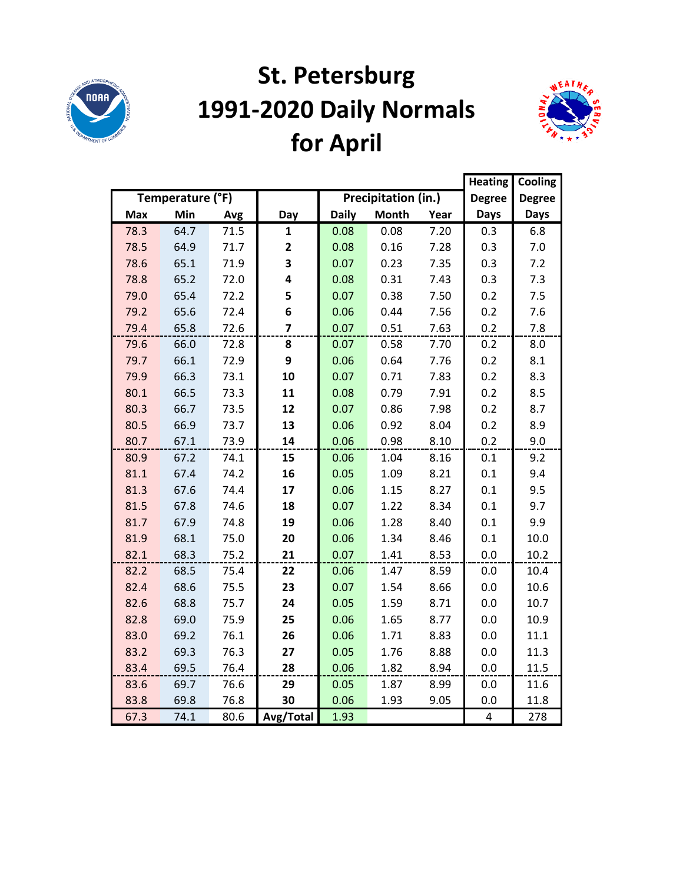# St. Petersburg 1991-2020 Daily Normals for April

| Temperature (°F) | | | | Precipitation (in.) | | | Heating Degree | Cooling Degree |
|---|---|---|---|---|---|---|---|---|
| Max | Min | Avg | Day | Daily | Month | Year | Days | Days |
| 78.3 | 64.7 | 71.5 | 1 | 0.08 | 0.08 | 7.20 | 0.3 | 6.8 |
| 78.5 | 64.9 | 71.7 | 2 | 0.08 | 0.16 | 7.28 | 0.3 | 7.0 |
| 78.6 | 65.1 | 71.9 | 3 | 0.07 | 0.23 | 7.35 | 0.3 | 7.2 |
| 78.8 | 65.2 | 72.0 | 4 | 0.08 | 0.31 | 7.43 | 0.3 | 7.3 |
| 79.0 | 65.4 | 72.2 | 5 | 0.07 | 0.38 | 7.50 | 0.2 | 7.5 |
| 79.2 | 65.6 | 72.4 | 6 | 0.06 | 0.44 | 7.56 | 0.2 | 7.6 |
| 79.4 | 65.8 | 72.6 | 7 | 0.07 | 0.51 | 7.63 | 0.2 | 7.8 |
| 79.6 | 66.0 | 72.8 | 8 | 0.07 | 0.58 | 7.70 | 0.2 | 8.0 |
| 79.7 | 66.1 | 72.9 | 9 | 0.06 | 0.64 | 7.76 | 0.2 | 8.1 |
| 79.9 | 66.3 | 73.1 | 10 | 0.07 | 0.71 | 7.83 | 0.2 | 8.3 |
| 80.1 | 66.5 | 73.3 | 11 | 0.08 | 0.79 | 7.91 | 0.2 | 8.5 |
| 80.3 | 66.7 | 73.5 | 12 | 0.07 | 0.86 | 7.98 | 0.2 | 8.7 |
| 80.5 | 66.9 | 73.7 | 13 | 0.06 | 0.92 | 8.04 | 0.2 | 8.9 |
| 80.7 | 67.1 | 73.9 | 14 | 0.06 | 0.98 | 8.10 | 0.2 | 9.0 |
| 80.9 | 67.2 | 74.1 | 15 | 0.06 | 1.04 | 8.16 | 0.1 | 9.2 |
| 81.1 | 67.4 | 74.2 | 16 | 0.05 | 1.09 | 8.21 | 0.1 | 9.4 |
| 81.3 | 67.6 | 74.4 | 17 | 0.06 | 1.15 | 8.27 | 0.1 | 9.5 |
| 81.5 | 67.8 | 74.6 | 18 | 0.07 | 1.22 | 8.34 | 0.1 | 9.7 |
| 81.7 | 67.9 | 74.8 | 19 | 0.06 | 1.28 | 8.40 | 0.1 | 9.9 |
| 81.9 | 68.1 | 75.0 | 20 | 0.06 | 1.34 | 8.46 | 0.1 | 10.0 |
| 82.1 | 68.3 | 75.2 | 21 | 0.07 | 1.41 | 8.53 | 0.0 | 10.2 |
| 82.2 | 68.5 | 75.4 | 22 | 0.06 | 1.47 | 8.59 | 0.0 | 10.4 |
| 82.4 | 68.6 | 75.5 | 23 | 0.07 | 1.54 | 8.66 | 0.0 | 10.6 |
| 82.6 | 68.8 | 75.7 | 24 | 0.05 | 1.59 | 8.71 | 0.0 | 10.7 |
| 82.8 | 69.0 | 75.9 | 25 | 0.06 | 1.65 | 8.77 | 0.0 | 10.9 |
| 83.0 | 69.2 | 76.1 | 26 | 0.06 | 1.71 | 8.83 | 0.0 | 11.1 |
| 83.2 | 69.3 | 76.3 | 27 | 0.05 | 1.76 | 8.88 | 0.0 | 11.3 |
| 83.4 | 69.5 | 76.4 | 28 | 0.06 | 1.82 | 8.94 | 0.0 | 11.5 |
| 83.6 | 69.7 | 76.6 | 29 | 0.05 | 1.87 | 8.99 | 0.0 | 11.6 |
| 83.8 | 69.8 | 76.8 | 30 | 0.06 | 1.93 | 9.05 | 0.0 | 11.8 |
| 67.3 | 74.1 | 80.6 | Avg/Total | 1.93 | | | 4 | 278 |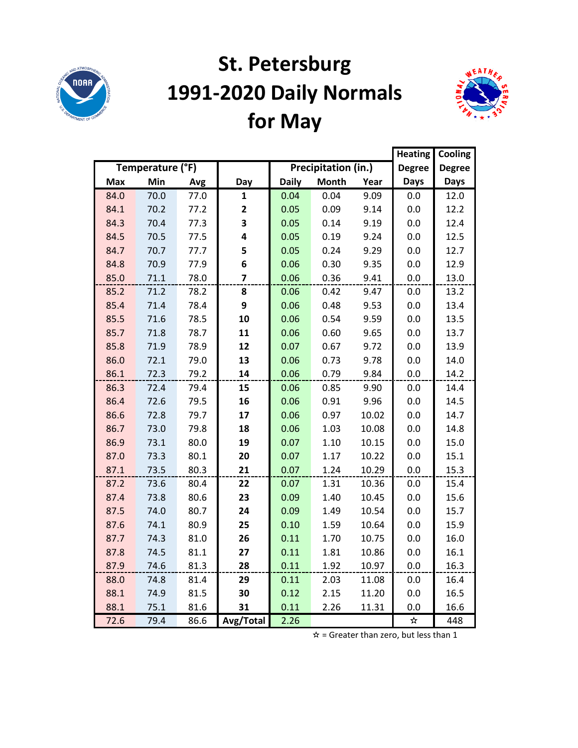# St. Petersburg 1991-2020 Daily Normals for May

| Temperature (°F) | | | | Precipitation (in.) | | | Heating Degree Days | Cooling Degree Days |
|---|---|---|---|---|---|---|---|---|
| Max | Min | Avg | Day | Daily | Month | Year | | |
| 84.0 | 70.0 | 77.0 | **1** | 0.04 | 0.04 | 9.09 | 0.0 | 12.0 |
| 84.1 | 70.2 | 77.2 | **2** | 0.05 | 0.09 | 9.14 | 0.0 | 12.2 |
| 84.3 | 70.4 | 77.3 | **3** | 0.05 | 0.14 | 9.19 | 0.0 | 12.4 |
| 84.5 | 70.5 | 77.5 | **4** | 0.05 | 0.19 | 9.24 | 0.0 | 12.5 |
| 84.7 | 70.7 | 77.7 | **5** | 0.05 | 0.24 | 9.29 | 0.0 | 12.7 |
| 84.8 | 70.9 | 77.9 | **6** | 0.06 | 0.30 | 9.35 | 0.0 | 12.9 |
| 85.0 | 71.1 | 78.0 | **7** | 0.06 | 0.36 | 9.41 | 0.0 | 13.0 |
| 85.2 | 71.2 | 78.2 | **8** | 0.06 | 0.42 | 9.47 | 0.0 | 13.2 |
| 85.4 | 71.4 | 78.4 | **9** | 0.06 | 0.48 | 9.53 | 0.0 | 13.4 |
| 85.5 | 71.6 | 78.5 | **10** | 0.06 | 0.54 | 9.59 | 0.0 | 13.5 |
| 85.7 | 71.8 | 78.7 | **11** | 0.06 | 0.60 | 9.65 | 0.0 | 13.7 |
| 85.8 | 71.9 | 78.9 | **12** | 0.07 | 0.67 | 9.72 | 0.0 | 13.9 |
| 86.0 | 72.1 | 79.0 | **13** | 0.06 | 0.73 | 9.78 | 0.0 | 14.0 |
| 86.1 | 72.3 | 79.2 | **14** | 0.06 | 0.79 | 9.84 | 0.0 | 14.2 |
| 86.3 | 72.4 | 79.4 | **15** | 0.06 | 0.85 | 9.90 | 0.0 | 14.4 |
| 86.4 | 72.6 | 79.5 | **16** | 0.06 | 0.91 | 9.96 | 0.0 | 14.5 |
| 86.6 | 72.8 | 79.7 | **17** | 0.06 | 0.97 | 10.02 | 0.0 | 14.7 |
| 86.7 | 73.0 | 79.8 | **18** | 0.06 | 1.03 | 10.08 | 0.0 | 14.8 |
| 86.9 | 73.1 | 80.0 | **19** | 0.07 | 1.10 | 10.15 | 0.0 | 15.0 |
| 87.0 | 73.3 | 80.1 | **20** | 0.07 | 1.17 | 10.22 | 0.0 | 15.1 |
| 87.1 | 73.5 | 80.3 | **21** | 0.07 | 1.24 | 10.29 | 0.0 | 15.3 |
| 87.2 | 73.6 | 80.4 | **22** | 0.07 | 1.31 | 10.36 | 0.0 | 15.4 |
| 87.4 | 73.8 | 80.6 | **23** | 0.09 | 1.40 | 10.45 | 0.0 | 15.6 |
| 87.5 | 74.0 | 80.7 | **24** | 0.09 | 1.49 | 10.54 | 0.0 | 15.7 |
| 87.6 | 74.1 | 80.9 | **25** | 0.10 | 1.59 | 10.64 | 0.0 | 15.9 |
| 87.7 | 74.3 | 81.0 | **26** | 0.11 | 1.70 | 10.75 | 0.0 | 16.0 |
| 87.8 | 74.5 | 81.1 | **27** | 0.11 | 1.81 | 10.86 | 0.0 | 16.1 |
| 87.9 | 74.6 | 81.3 | **28** | 0.11 | 1.92 | 10.97 | 0.0 | 16.3 |
| 88.0 | 74.8 | 81.4 | **29** | 0.11 | 2.03 | 11.08 | 0.0 | 16.4 |
| 88.1 | 74.9 | 81.5 | **30** | 0.12 | 2.15 | 11.20 | 0.0 | 16.5 |
| 88.1 | 75.1 | 81.6 | **31** | 0.11 | 2.26 | 11.31 | 0.0 | 16.6 |
| 72.6 | 79.4 | 86.6 | **Avg/Total** | 2.26 | | | ☆ | 448 |

☆ = Greater than zero, but less than 1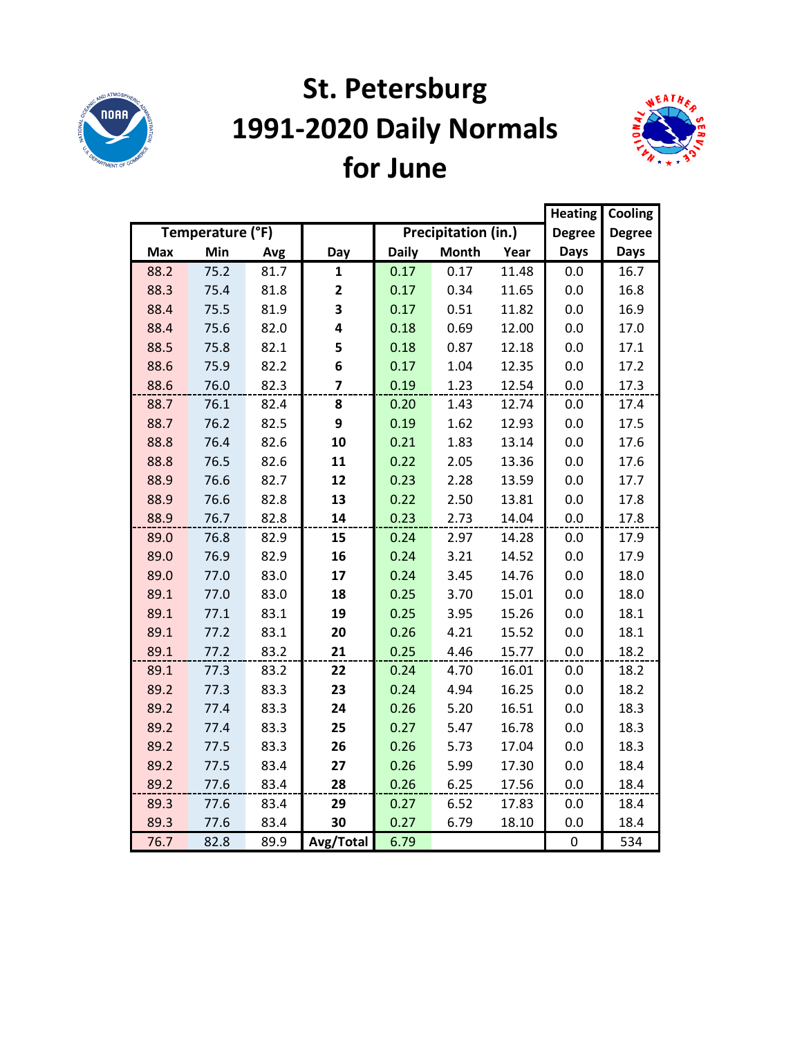# St. Petersburg 1991-2020 Daily Normals for June

| Temperature (°F) | | | | Precipitation (in.) | | | Heating Degree Days | Cooling Degree Days |
|---|---|---|---|---|---|---|---|---|
| Max | Min | Avg | Day | Daily | Month | Year | | |
| 88.2 | 75.2 | 81.7 | **1** | 0.17 | 0.17 | 11.48 | 0.0 | 16.7 |
| 88.3 | 75.4 | 81.8 | **2** | 0.17 | 0.34 | 11.65 | 0.0 | 16.8 |
| 88.4 | 75.5 | 81.9 | **3** | 0.17 | 0.51 | 11.82 | 0.0 | 16.9 |
| 88.4 | 75.6 | 82.0 | **4** | 0.18 | 0.69 | 12.00 | 0.0 | 17.0 |
| 88.5 | 75.8 | 82.1 | **5** | 0.18 | 0.87 | 12.18 | 0.0 | 17.1 |
| 88.6 | 75.9 | 82.2 | **6** | 0.17 | 1.04 | 12.35 | 0.0 | 17.2 |
| 88.6 | 76.0 | 82.3 | **7** | 0.19 | 1.23 | 12.54 | 0.0 | 17.3 |
| 88.7 | 76.1 | 82.4 | **8** | 0.20 | 1.43 | 12.74 | 0.0 | 17.4 |
| 88.7 | 76.2 | 82.5 | **9** | 0.19 | 1.62 | 12.93 | 0.0 | 17.5 |
| 88.8 | 76.4 | 82.6 | **10** | 0.21 | 1.83 | 13.14 | 0.0 | 17.6 |
| 88.8 | 76.5 | 82.6 | **11** | 0.22 | 2.05 | 13.36 | 0.0 | 17.6 |
| 88.9 | 76.6 | 82.7 | **12** | 0.23 | 2.28 | 13.59 | 0.0 | 17.7 |
| 88.9 | 76.6 | 82.8 | **13** | 0.22 | 2.50 | 13.81 | 0.0 | 17.8 |
| 88.9 | 76.7 | 82.8 | **14** | 0.23 | 2.73 | 14.04 | 0.0 | 17.8 |
| 89.0 | 76.8 | 82.9 | **15** | 0.24 | 2.97 | 14.28 | 0.0 | 17.9 |
| 89.0 | 76.9 | 82.9 | **16** | 0.24 | 3.21 | 14.52 | 0.0 | 17.9 |
| 89.0 | 77.0 | 83.0 | **17** | 0.24 | 3.45 | 14.76 | 0.0 | 18.0 |
| 89.1 | 77.0 | 83.0 | **18** | 0.25 | 3.70 | 15.01 | 0.0 | 18.0 |
| 89.1 | 77.1 | 83.1 | **19** | 0.25 | 3.95 | 15.26 | 0.0 | 18.1 |
| 89.1 | 77.2 | 83.1 | **20** | 0.26 | 4.21 | 15.52 | 0.0 | 18.1 |
| 89.1 | 77.2 | 83.2 | **21** | 0.25 | 4.46 | 15.77 | 0.0 | 18.2 |
| 89.1 | 77.3 | 83.2 | **22** | 0.24 | 4.70 | 16.01 | 0.0 | 18.2 |
| 89.2 | 77.3 | 83.3 | **23** | 0.24 | 4.94 | 16.25 | 0.0 | 18.2 |
| 89.2 | 77.4 | 83.3 | **24** | 0.26 | 5.20 | 16.51 | 0.0 | 18.3 |
| 89.2 | 77.4 | 83.3 | **25** | 0.27 | 5.47 | 16.78 | 0.0 | 18.3 |
| 89.2 | 77.5 | 83.3 | **26** | 0.26 | 5.73 | 17.04 | 0.0 | 18.3 |
| 89.2 | 77.5 | 83.4 | **27** | 0.26 | 5.99 | 17.30 | 0.0 | 18.4 |
| 89.2 | 77.6 | 83.4 | **28** | 0.26 | 6.25 | 17.56 | 0.0 | 18.4 |
| 89.3 | 77.6 | 83.4 | **29** | 0.27 | 6.52 | 17.83 | 0.0 | 18.4 |
| 89.3 | 77.6 | 83.4 | **30** | 0.27 | 6.79 | 18.10 | 0.0 | 18.4 |
| 76.7 | 82.8 | 89.9 | **Avg/Total** | 6.79 | | | 0 | 534 |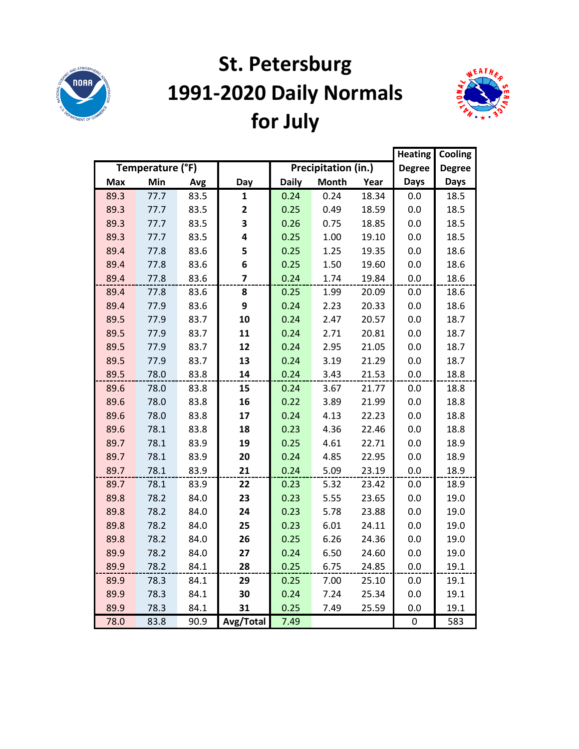# St. Petersburg 1991-2020 Daily Normals for July

| Temperature (°F) | | | Day | Precipitation (in.) | | | Heating Degree Days | Cooling Degree Days |
|---|---|---|---|---|---|---|---|---|
| Max | Min | Avg | | Daily | Month | Year | | |
| 89.3 | 77.7 | 83.5 | **1** | 0.24 | 0.24 | 18.34 | 0.0 | 18.5 |
| 89.3 | 77.7 | 83.5 | **2** | 0.25 | 0.49 | 18.59 | 0.0 | 18.5 |
| 89.3 | 77.7 | 83.5 | **3** | 0.26 | 0.75 | 18.85 | 0.0 | 18.5 |
| 89.3 | 77.7 | 83.5 | **4** | 0.25 | 1.00 | 19.10 | 0.0 | 18.5 |
| 89.4 | 77.8 | 83.6 | **5** | 0.25 | 1.25 | 19.35 | 0.0 | 18.6 |
| 89.4 | 77.8 | 83.6 | **6** | 0.25 | 1.50 | 19.60 | 0.0 | 18.6 |
| 89.4 | 77.8 | 83.6 | **7** | 0.24 | 1.74 | 19.84 | 0.0 | 18.6 |
| 89.4 | 77.8 | 83.6 | **8** | 0.25 | 1.99 | 20.09 | 0.0 | 18.6 |
| 89.4 | 77.9 | 83.6 | **9** | 0.24 | 2.23 | 20.33 | 0.0 | 18.6 |
| 89.5 | 77.9 | 83.7 | **10** | 0.24 | 2.47 | 20.57 | 0.0 | 18.7 |
| 89.5 | 77.9 | 83.7 | **11** | 0.24 | 2.71 | 20.81 | 0.0 | 18.7 |
| 89.5 | 77.9 | 83.7 | **12** | 0.24 | 2.95 | 21.05 | 0.0 | 18.7 |
| 89.5 | 77.9 | 83.7 | **13** | 0.24 | 3.19 | 21.29 | 0.0 | 18.7 |
| 89.5 | 78.0 | 83.8 | **14** | 0.24 | 3.43 | 21.53 | 0.0 | 18.8 |
| 89.6 | 78.0 | 83.8 | **15** | 0.24 | 3.67 | 21.77 | 0.0 | 18.8 |
| 89.6 | 78.0 | 83.8 | **16** | 0.22 | 3.89 | 21.99 | 0.0 | 18.8 |
| 89.6 | 78.0 | 83.8 | **17** | 0.24 | 4.13 | 22.23 | 0.0 | 18.8 |
| 89.6 | 78.1 | 83.8 | **18** | 0.23 | 4.36 | 22.46 | 0.0 | 18.8 |
| 89.7 | 78.1 | 83.9 | **19** | 0.25 | 4.61 | 22.71 | 0.0 | 18.9 |
| 89.7 | 78.1 | 83.9 | **20** | 0.24 | 4.85 | 22.95 | 0.0 | 18.9 |
| 89.7 | 78.1 | 83.9 | **21** | 0.24 | 5.09 | 23.19 | 0.0 | 18.9 |
| 89.7 | 78.1 | 83.9 | **22** | 0.23 | 5.32 | 23.42 | 0.0 | 18.9 |
| 89.8 | 78.2 | 84.0 | **23** | 0.23 | 5.55 | 23.65 | 0.0 | 19.0 |
| 89.8 | 78.2 | 84.0 | **24** | 0.23 | 5.78 | 23.88 | 0.0 | 19.0 |
| 89.8 | 78.2 | 84.0 | **25** | 0.23 | 6.01 | 24.11 | 0.0 | 19.0 |
| 89.8 | 78.2 | 84.0 | **26** | 0.25 | 6.26 | 24.36 | 0.0 | 19.0 |
| 89.9 | 78.2 | 84.0 | **27** | 0.24 | 6.50 | 24.60 | 0.0 | 19.0 |
| 89.9 | 78.2 | 84.1 | **28** | 0.25 | 6.75 | 24.85 | 0.0 | 19.1 |
| 89.9 | 78.3 | 84.1 | **29** | 0.25 | 7.00 | 25.10 | 0.0 | 19.1 |
| 89.9 | 78.3 | 84.1 | **30** | 0.24 | 7.24 | 25.34 | 0.0 | 19.1 |
| 89.9 | 78.3 | 84.1 | **31** | 0.25 | 7.49 | 25.59 | 0.0 | 19.1 |
| 78.0 | 83.8 | 90.9 | **Avg/Total** | 7.49 | | | 0 | 583 |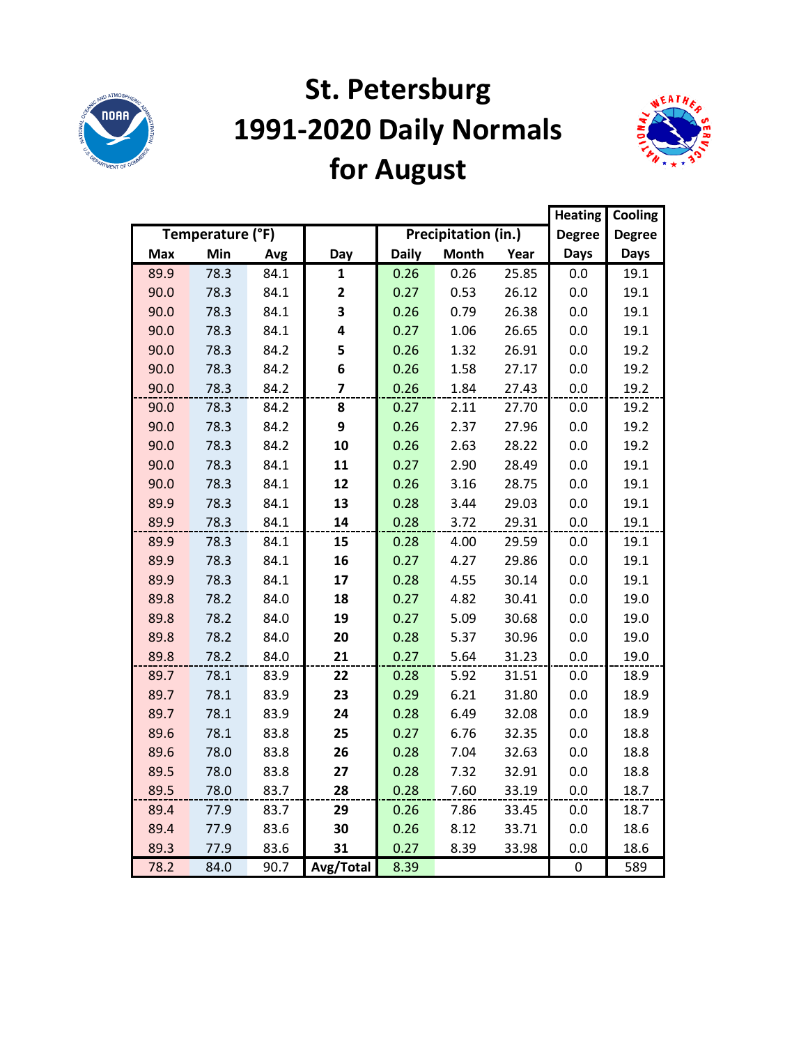# St. Petersburg
# 1991-2020 Daily Normals
# for August

| Temperature (°F) | | | | Precipitation (in.) | | | Heating Degree Days | Cooling Degree Days |
|---|---|---|---|---|---|---|---|---|
| Max | Min | Avg | Day | Daily | Month | Year | | |
| 89.9 | 78.3 | 84.1 | 1 | 0.26 | 0.26 | 25.85 | 0.0 | 19.1 |
| 90.0 | 78.3 | 84.1 | 2 | 0.27 | 0.53 | 26.12 | 0.0 | 19.1 |
| 90.0 | 78.3 | 84.1 | 3 | 0.26 | 0.79 | 26.38 | 0.0 | 19.1 |
| 90.0 | 78.3 | 84.1 | 4 | 0.27 | 1.06 | 26.65 | 0.0 | 19.1 |
| 90.0 | 78.3 | 84.2 | 5 | 0.26 | 1.32 | 26.91 | 0.0 | 19.2 |
| 90.0 | 78.3 | 84.2 | 6 | 0.26 | 1.58 | 27.17 | 0.0 | 19.2 |
| 90.0 | 78.3 | 84.2 | 7 | 0.26 | 1.84 | 27.43 | 0.0 | 19.2 |
| 90.0 | 78.3 | 84.2 | 8 | 0.27 | 2.11 | 27.70 | 0.0 | 19.2 |
| 90.0 | 78.3 | 84.2 | 9 | 0.26 | 2.37 | 27.96 | 0.0 | 19.2 |
| 90.0 | 78.3 | 84.2 | 10 | 0.26 | 2.63 | 28.22 | 0.0 | 19.2 |
| 90.0 | 78.3 | 84.1 | 11 | 0.27 | 2.90 | 28.49 | 0.0 | 19.1 |
| 90.0 | 78.3 | 84.1 | 12 | 0.26 | 3.16 | 28.75 | 0.0 | 19.1 |
| 89.9 | 78.3 | 84.1 | 13 | 0.28 | 3.44 | 29.03 | 0.0 | 19.1 |
| 89.9 | 78.3 | 84.1 | 14 | 0.28 | 3.72 | 29.31 | 0.0 | 19.1 |
| 89.9 | 78.3 | 84.1 | 15 | 0.28 | 4.00 | 29.59 | 0.0 | 19.1 |
| 89.9 | 78.3 | 84.1 | 16 | 0.27 | 4.27 | 29.86 | 0.0 | 19.1 |
| 89.9 | 78.3 | 84.1 | 17 | 0.28 | 4.55 | 30.14 | 0.0 | 19.1 |
| 89.8 | 78.2 | 84.0 | 18 | 0.27 | 4.82 | 30.41 | 0.0 | 19.0 |
| 89.8 | 78.2 | 84.0 | 19 | 0.27 | 5.09 | 30.68 | 0.0 | 19.0 |
| 89.8 | 78.2 | 84.0 | 20 | 0.28 | 5.37 | 30.96 | 0.0 | 19.0 |
| 89.8 | 78.2 | 84.0 | 21 | 0.27 | 5.64 | 31.23 | 0.0 | 19.0 |
| 89.7 | 78.1 | 83.9 | 22 | 0.28 | 5.92 | 31.51 | 0.0 | 18.9 |
| 89.7 | 78.1 | 83.9 | 23 | 0.29 | 6.21 | 31.80 | 0.0 | 18.9 |
| 89.7 | 78.1 | 83.9 | 24 | 0.28 | 6.49 | 32.08 | 0.0 | 18.9 |
| 89.6 | 78.1 | 83.8 | 25 | 0.27 | 6.76 | 32.35 | 0.0 | 18.8 |
| 89.6 | 78.0 | 83.8 | 26 | 0.28 | 7.04 | 32.63 | 0.0 | 18.8 |
| 89.5 | 78.0 | 83.8 | 27 | 0.28 | 7.32 | 32.91 | 0.0 | 18.8 |
| 89.5 | 78.0 | 83.7 | 28 | 0.28 | 7.60 | 33.19 | 0.0 | 18.7 |
| 89.4 | 77.9 | 83.7 | 29 | 0.26 | 7.86 | 33.45 | 0.0 | 18.7 |
| 89.4 | 77.9 | 83.6 | 30 | 0.26 | 8.12 | 33.71 | 0.0 | 18.6 |
| 89.3 | 77.9 | 83.6 | 31 | 0.27 | 8.39 | 33.98 | 0.0 | 18.6 |
| 78.2 | 84.0 | 90.7 | Avg/Total | 8.39 | | | 0 | 589 |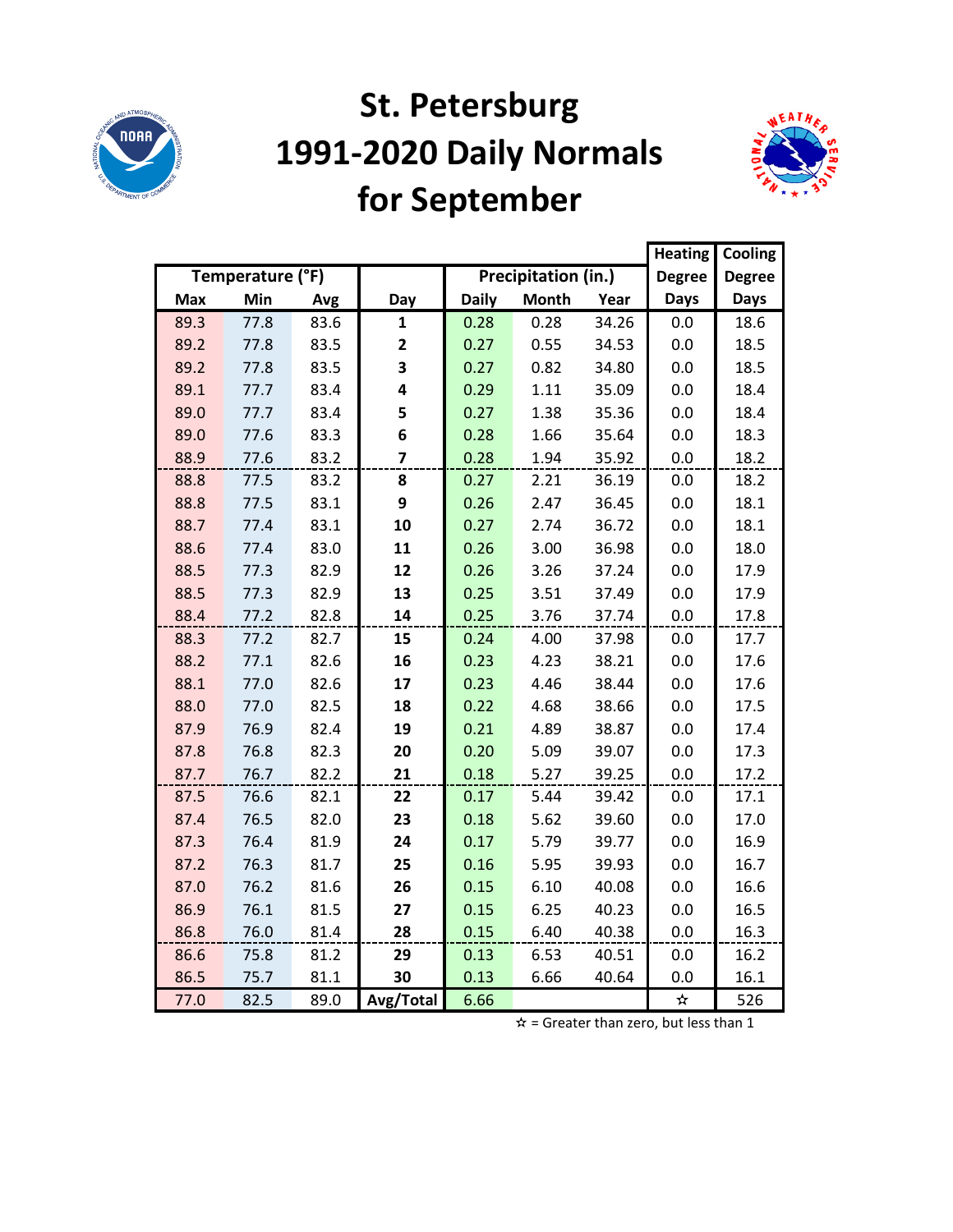# St. Petersburg
# 1991-2020 Daily Normals
# for September

| Temperature (°F) | | | | Precipitation (in.) | | | Heating Degree Days | Cooling Degree Days |
|---|---|---|---|---|---|---|---|---|
| Max | Min | Avg | Day | Daily | Month | Year | | |
| 89.3 | 77.8 | 83.6 | 1 | 0.28 | 0.28 | 34.26 | 0.0 | 18.6 |
| 89.2 | 77.8 | 83.5 | 2 | 0.27 | 0.55 | 34.53 | 0.0 | 18.5 |
| 89.2 | 77.8 | 83.5 | 3 | 0.27 | 0.82 | 34.80 | 0.0 | 18.5 |
| 89.1 | 77.7 | 83.4 | 4 | 0.29 | 1.11 | 35.09 | 0.0 | 18.4 |
| 89.0 | 77.7 | 83.4 | 5 | 0.27 | 1.38 | 35.36 | 0.0 | 18.4 |
| 89.0 | 77.6 | 83.3 | 6 | 0.28 | 1.66 | 35.64 | 0.0 | 18.3 |
| 88.9 | 77.6 | 83.2 | 7 | 0.28 | 1.94 | 35.92 | 0.0 | 18.2 |
| 88.8 | 77.5 | 83.2 | 8 | 0.27 | 2.21 | 36.19 | 0.0 | 18.2 |
| 88.8 | 77.5 | 83.1 | 9 | 0.26 | 2.47 | 36.45 | 0.0 | 18.1 |
| 88.7 | 77.4 | 83.1 | 10 | 0.27 | 2.74 | 36.72 | 0.0 | 18.1 |
| 88.6 | 77.4 | 83.0 | 11 | 0.26 | 3.00 | 36.98 | 0.0 | 18.0 |
| 88.5 | 77.3 | 82.9 | 12 | 0.26 | 3.26 | 37.24 | 0.0 | 17.9 |
| 88.5 | 77.3 | 82.9 | 13 | 0.25 | 3.51 | 37.49 | 0.0 | 17.9 |
| 88.4 | 77.2 | 82.8 | 14 | 0.25 | 3.76 | 37.74 | 0.0 | 17.8 |
| 88.3 | 77.2 | 82.7 | 15 | 0.24 | 4.00 | 37.98 | 0.0 | 17.7 |
| 88.2 | 77.1 | 82.6 | 16 | 0.23 | 4.23 | 38.21 | 0.0 | 17.6 |
| 88.1 | 77.0 | 82.6 | 17 | 0.23 | 4.46 | 38.44 | 0.0 | 17.6 |
| 88.0 | 77.0 | 82.5 | 18 | 0.22 | 4.68 | 38.66 | 0.0 | 17.5 |
| 87.9 | 76.9 | 82.4 | 19 | 0.21 | 4.89 | 38.87 | 0.0 | 17.4 |
| 87.8 | 76.8 | 82.3 | 20 | 0.20 | 5.09 | 39.07 | 0.0 | 17.3 |
| 87.7 | 76.7 | 82.2 | 21 | 0.18 | 5.27 | 39.25 | 0.0 | 17.2 |
| 87.5 | 76.6 | 82.1 | 22 | 0.17 | 5.44 | 39.42 | 0.0 | 17.1 |
| 87.4 | 76.5 | 82.0 | 23 | 0.18 | 5.62 | 39.60 | 0.0 | 17.0 |
| 87.3 | 76.4 | 81.9 | 24 | 0.17 | 5.79 | 39.77 | 0.0 | 16.9 |
| 87.2 | 76.3 | 81.7 | 25 | 0.16 | 5.95 | 39.93 | 0.0 | 16.7 |
| 87.0 | 76.2 | 81.6 | 26 | 0.15 | 6.10 | 40.08 | 0.0 | 16.6 |
| 86.9 | 76.1 | 81.5 | 27 | 0.15 | 6.25 | 40.23 | 0.0 | 16.5 |
| 86.8 | 76.0 | 81.4 | 28 | 0.15 | 6.40 | 40.38 | 0.0 | 16.3 |
| 86.6 | 75.8 | 81.2 | 29 | 0.13 | 6.53 | 40.51 | 0.0 | 16.2 |
| 86.5 | 75.7 | 81.1 | 30 | 0.13 | 6.66 | 40.64 | 0.0 | 16.1 |
| 77.0 | 82.5 | 89.0 | Avg/Total | 6.66 | | | ☆ | 526 |

☆ = Greater than zero, but less than 1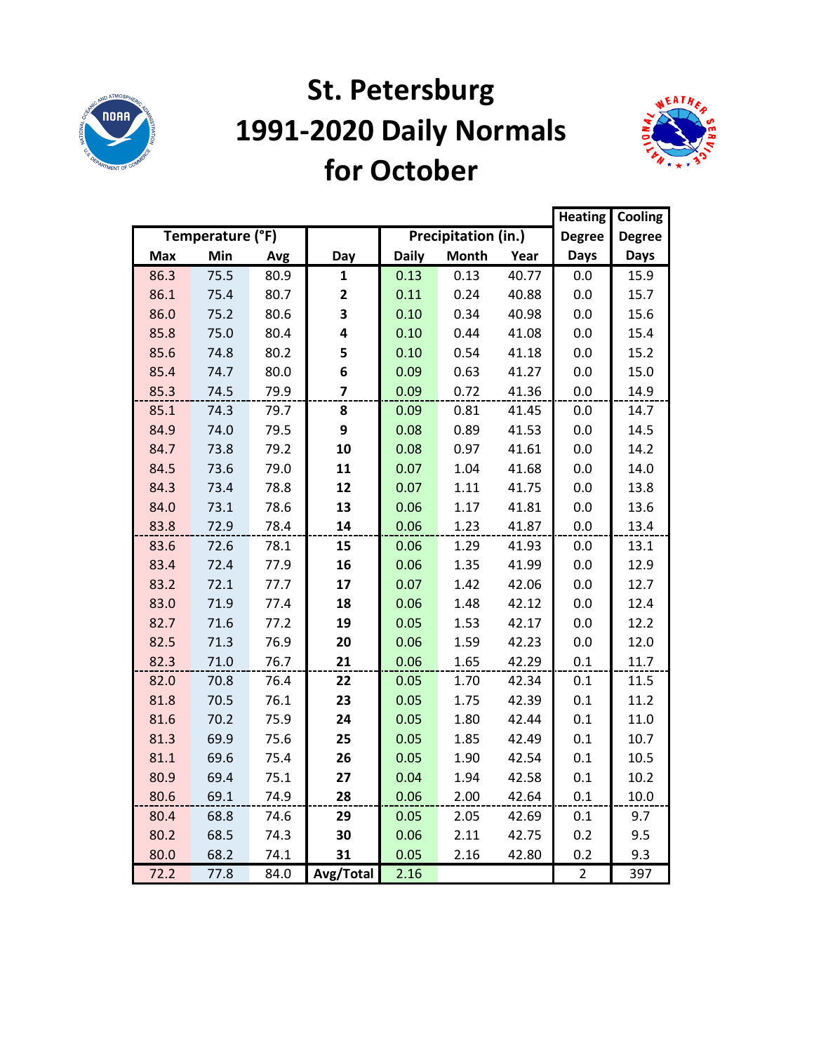# St. Petersburg 1991-2020 Daily Normals for October

| Temperature (°F) | | | | Precipitation (in.) | | | Heating Degree Days | Cooling Degree Days |
|---|---|---|---|---|---|---|---|---|
| Max | Min | Avg | Day | Daily | Month | Year | | |
| 86.3 | 75.5 | 80.9 | **1** | 0.13 | 0.13 | 40.77 | 0.0 | 15.9 |
| 86.1 | 75.4 | 80.7 | **2** | 0.11 | 0.24 | 40.88 | 0.0 | 15.7 |
| 86.0 | 75.2 | 80.6 | **3** | 0.10 | 0.34 | 40.98 | 0.0 | 15.6 |
| 85.8 | 75.0 | 80.4 | **4** | 0.10 | 0.44 | 41.08 | 0.0 | 15.4 |
| 85.6 | 74.8 | 80.2 | **5** | 0.10 | 0.54 | 41.18 | 0.0 | 15.2 |
| 85.4 | 74.7 | 80.0 | **6** | 0.09 | 0.63 | 41.27 | 0.0 | 15.0 |
| 85.3 | 74.5 | 79.9 | **7** | 0.09 | 0.72 | 41.36 | 0.0 | 14.9 |
| 85.1 | 74.3 | 79.7 | **8** | 0.09 | 0.81 | 41.45 | 0.0 | 14.7 |
| 84.9 | 74.0 | 79.5 | **9** | 0.08 | 0.89 | 41.53 | 0.0 | 14.5 |
| 84.7 | 73.8 | 79.2 | **10** | 0.08 | 0.97 | 41.61 | 0.0 | 14.2 |
| 84.5 | 73.6 | 79.0 | **11** | 0.07 | 1.04 | 41.68 | 0.0 | 14.0 |
| 84.3 | 73.4 | 78.8 | **12** | 0.07 | 1.11 | 41.75 | 0.0 | 13.8 |
| 84.0 | 73.1 | 78.6 | **13** | 0.06 | 1.17 | 41.81 | 0.0 | 13.6 |
| 83.8 | 72.9 | 78.4 | **14** | 0.06 | 1.23 | 41.87 | 0.0 | 13.4 |
| 83.6 | 72.6 | 78.1 | **15** | 0.06 | 1.29 | 41.93 | 0.0 | 13.1 |
| 83.4 | 72.4 | 77.9 | **16** | 0.06 | 1.35 | 41.99 | 0.0 | 12.9 |
| 83.2 | 72.1 | 77.7 | **17** | 0.07 | 1.42 | 42.06 | 0.0 | 12.7 |
| 83.0 | 71.9 | 77.4 | **18** | 0.06 | 1.48 | 42.12 | 0.0 | 12.4 |
| 82.7 | 71.6 | 77.2 | **19** | 0.05 | 1.53 | 42.17 | 0.0 | 12.2 |
| 82.5 | 71.3 | 76.9 | **20** | 0.06 | 1.59 | 42.23 | 0.0 | 12.0 |
| 82.3 | 71.0 | 76.7 | **21** | 0.06 | 1.65 | 42.29 | 0.1 | 11.7 |
| 82.0 | 70.8 | 76.4 | **22** | 0.05 | 1.70 | 42.34 | 0.1 | 11.5 |
| 81.8 | 70.5 | 76.1 | **23** | 0.05 | 1.75 | 42.39 | 0.1 | 11.2 |
| 81.6 | 70.2 | 75.9 | **24** | 0.05 | 1.80 | 42.44 | 0.1 | 11.0 |
| 81.3 | 69.9 | 75.6 | **25** | 0.05 | 1.85 | 42.49 | 0.1 | 10.7 |
| 81.1 | 69.6 | 75.4 | **26** | 0.05 | 1.90 | 42.54 | 0.1 | 10.5 |
| 80.9 | 69.4 | 75.1 | **27** | 0.04 | 1.94 | 42.58 | 0.1 | 10.2 |
| 80.6 | 69.1 | 74.9 | **28** | 0.06 | 2.00 | 42.64 | 0.1 | 10.0 |
| 80.4 | 68.8 | 74.6 | **29** | 0.05 | 2.05 | 42.69 | 0.1 | 9.7 |
| 80.2 | 68.5 | 74.3 | **30** | 0.06 | 2.11 | 42.75 | 0.2 | 9.5 |
| 80.0 | 68.2 | 74.1 | **31** | 0.05 | 2.16 | 42.80 | 0.2 | 9.3 |
| 72.2 | 77.8 | 84.0 | **Avg/Total** | 2.16 | | | 2 | 397 |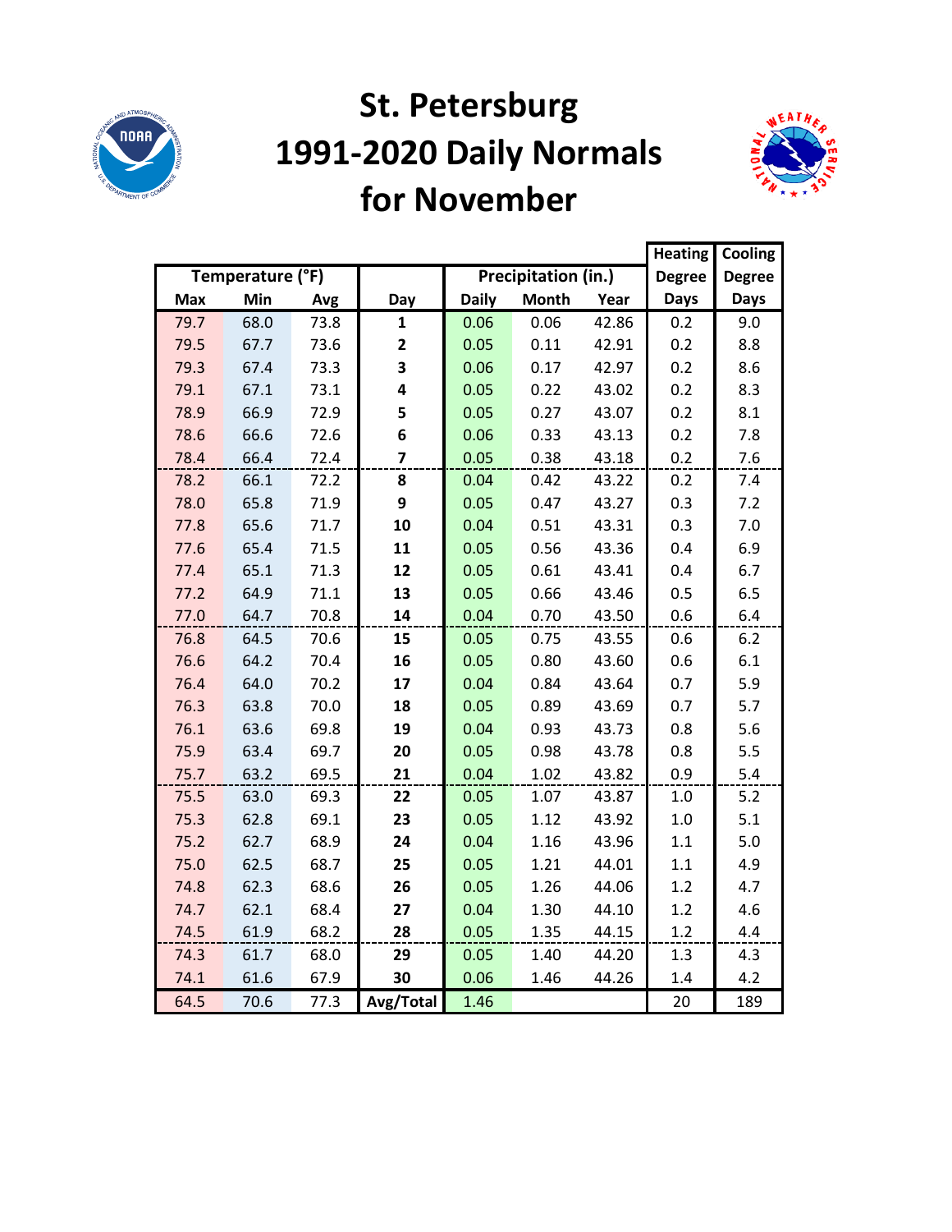# St. Petersburg 1991-2020 Daily Normals for November

| Temperature (°F) | | | | Precipitation (in.) | | | Heating Degree Days | Cooling Degree Days |
|---|---|---|---|---|---|---|---|---|
| Max | Min | Avg | Day | Daily | Month | Year | | |
| 79.7 | 68.0 | 73.8 | 1 | 0.06 | 0.06 | 42.86 | 0.2 | 9.0 |
| 79.5 | 67.7 | 73.6 | 2 | 0.05 | 0.11 | 42.91 | 0.2 | 8.8 |
| 79.3 | 67.4 | 73.3 | 3 | 0.06 | 0.17 | 42.97 | 0.2 | 8.6 |
| 79.1 | 67.1 | 73.1 | 4 | 0.05 | 0.22 | 43.02 | 0.2 | 8.3 |
| 78.9 | 66.9 | 72.9 | 5 | 0.05 | 0.27 | 43.07 | 0.2 | 8.1 |
| 78.6 | 66.6 | 72.6 | 6 | 0.06 | 0.33 | 43.13 | 0.2 | 7.8 |
| 78.4 | 66.4 | 72.4 | 7 | 0.05 | 0.38 | 43.18 | 0.2 | 7.6 |
| 78.2 | 66.1 | 72.2 | 8 | 0.04 | 0.42 | 43.22 | 0.2 | 7.4 |
| 78.0 | 65.8 | 71.9 | 9 | 0.05 | 0.47 | 43.27 | 0.3 | 7.2 |
| 77.8 | 65.6 | 71.7 | 10 | 0.04 | 0.51 | 43.31 | 0.3 | 7.0 |
| 77.6 | 65.4 | 71.5 | 11 | 0.05 | 0.56 | 43.36 | 0.4 | 6.9 |
| 77.4 | 65.1 | 71.3 | 12 | 0.05 | 0.61 | 43.41 | 0.4 | 6.7 |
| 77.2 | 64.9 | 71.1 | 13 | 0.05 | 0.66 | 43.46 | 0.5 | 6.5 |
| 77.0 | 64.7 | 70.8 | 14 | 0.04 | 0.70 | 43.50 | 0.6 | 6.4 |
| 76.8 | 64.5 | 70.6 | 15 | 0.05 | 0.75 | 43.55 | 0.6 | 6.2 |
| 76.6 | 64.2 | 70.4 | 16 | 0.05 | 0.80 | 43.60 | 0.6 | 6.1 |
| 76.4 | 64.0 | 70.2 | 17 | 0.04 | 0.84 | 43.64 | 0.7 | 5.9 |
| 76.3 | 63.8 | 70.0 | 18 | 0.05 | 0.89 | 43.69 | 0.7 | 5.7 |
| 76.1 | 63.6 | 69.8 | 19 | 0.04 | 0.93 | 43.73 | 0.8 | 5.6 |
| 75.9 | 63.4 | 69.7 | 20 | 0.05 | 0.98 | 43.78 | 0.8 | 5.5 |
| 75.7 | 63.2 | 69.5 | 21 | 0.04 | 1.02 | 43.82 | 0.9 | 5.4 |
| 75.5 | 63.0 | 69.3 | 22 | 0.05 | 1.07 | 43.87 | 1.0 | 5.2 |
| 75.3 | 62.8 | 69.1 | 23 | 0.05 | 1.12 | 43.92 | 1.0 | 5.1 |
| 75.2 | 62.7 | 68.9 | 24 | 0.04 | 1.16 | 43.96 | 1.1 | 5.0 |
| 75.0 | 62.5 | 68.7 | 25 | 0.05 | 1.21 | 44.01 | 1.1 | 4.9 |
| 74.8 | 62.3 | 68.6 | 26 | 0.05 | 1.26 | 44.06 | 1.2 | 4.7 |
| 74.7 | 62.1 | 68.4 | 27 | 0.04 | 1.30 | 44.10 | 1.2 | 4.6 |
| 74.5 | 61.9 | 68.2 | 28 | 0.05 | 1.35 | 44.15 | 1.2 | 4.4 |
| 74.3 | 61.7 | 68.0 | 29 | 0.05 | 1.40 | 44.20 | 1.3 | 4.3 |
| 74.1 | 61.6 | 67.9 | 30 | 0.06 | 1.46 | 44.26 | 1.4 | 4.2 |
| 64.5 | 70.6 | 77.3 | Avg/Total | 1.46 | | | 20 | 189 |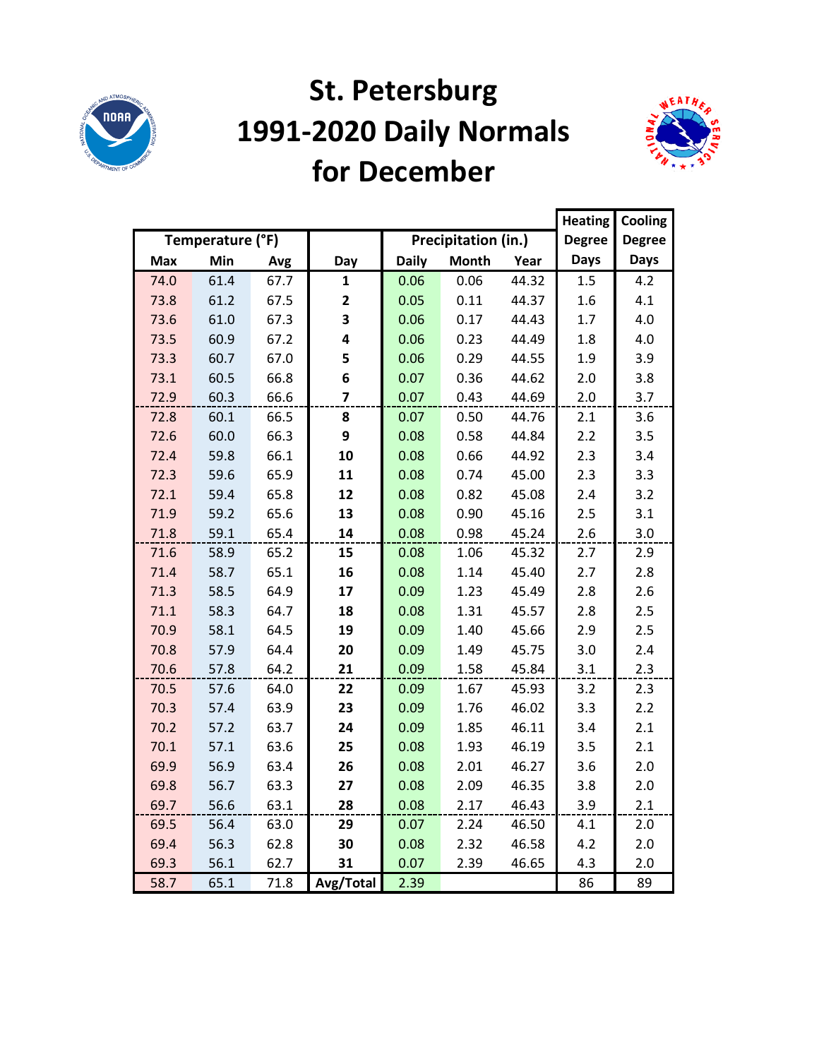# St. Petersburg 1991-2020 Daily Normals for December

| Temperature (°F) | | | | Precipitation (in.) | | | Heating Degree Days | Cooling Degree Days |
|---|---|---|---|---|---|---|---|---|
| Max | Min | Avg | Day | Daily | Month | Year | | |
| 74.0 | 61.4 | 67.7 | 1 | 0.06 | 0.06 | 44.32 | 1.5 | 4.2 |
| 73.8 | 61.2 | 67.5 | 2 | 0.05 | 0.11 | 44.37 | 1.6 | 4.1 |
| 73.6 | 61.0 | 67.3 | 3 | 0.06 | 0.17 | 44.43 | 1.7 | 4.0 |
| 73.5 | 60.9 | 67.2 | 4 | 0.06 | 0.23 | 44.49 | 1.8 | 4.0 |
| 73.3 | 60.7 | 67.0 | 5 | 0.06 | 0.29 | 44.55 | 1.9 | 3.9 |
| 73.1 | 60.5 | 66.8 | 6 | 0.07 | 0.36 | 44.62 | 2.0 | 3.8 |
| 72.9 | 60.3 | 66.6 | 7 | 0.07 | 0.43 | 44.69 | 2.0 | 3.7 |
| 72.8 | 60.1 | 66.5 | 8 | 0.07 | 0.50 | 44.76 | 2.1 | 3.6 |
| 72.6 | 60.0 | 66.3 | 9 | 0.08 | 0.58 | 44.84 | 2.2 | 3.5 |
| 72.4 | 59.8 | 66.1 | 10 | 0.08 | 0.66 | 44.92 | 2.3 | 3.4 |
| 72.3 | 59.6 | 65.9 | 11 | 0.08 | 0.74 | 45.00 | 2.3 | 3.3 |
| 72.1 | 59.4 | 65.8 | 12 | 0.08 | 0.82 | 45.08 | 2.4 | 3.2 |
| 71.9 | 59.2 | 65.6 | 13 | 0.08 | 0.90 | 45.16 | 2.5 | 3.1 |
| 71.8 | 59.1 | 65.4 | 14 | 0.08 | 0.98 | 45.24 | 2.6 | 3.0 |
| 71.6 | 58.9 | 65.2 | 15 | 0.08 | 1.06 | 45.32 | 2.7 | 2.9 |
| 71.4 | 58.7 | 65.1 | 16 | 0.08 | 1.14 | 45.40 | 2.7 | 2.8 |
| 71.3 | 58.5 | 64.9 | 17 | 0.09 | 1.23 | 45.49 | 2.8 | 2.6 |
| 71.1 | 58.3 | 64.7 | 18 | 0.08 | 1.31 | 45.57 | 2.8 | 2.5 |
| 70.9 | 58.1 | 64.5 | 19 | 0.09 | 1.40 | 45.66 | 2.9 | 2.5 |
| 70.8 | 57.9 | 64.4 | 20 | 0.09 | 1.49 | 45.75 | 3.0 | 2.4 |
| 70.6 | 57.8 | 64.2 | 21 | 0.09 | 1.58 | 45.84 | 3.1 | 2.3 |
| 70.5 | 57.6 | 64.0 | 22 | 0.09 | 1.67 | 45.93 | 3.2 | 2.3 |
| 70.3 | 57.4 | 63.9 | 23 | 0.09 | 1.76 | 46.02 | 3.3 | 2.2 |
| 70.2 | 57.2 | 63.7 | 24 | 0.09 | 1.85 | 46.11 | 3.4 | 2.1 |
| 70.1 | 57.1 | 63.6 | 25 | 0.08 | 1.93 | 46.19 | 3.5 | 2.1 |
| 69.9 | 56.9 | 63.4 | 26 | 0.08 | 2.01 | 46.27 | 3.6 | 2.0 |
| 69.8 | 56.7 | 63.3 | 27 | 0.08 | 2.09 | 46.35 | 3.8 | 2.0 |
| 69.7 | 56.6 | 63.1 | 28 | 0.08 | 2.17 | 46.43 | 3.9 | 2.1 |
| 69.5 | 56.4 | 63.0 | 29 | 0.07 | 2.24 | 46.50 | 4.1 | 2.0 |
| 69.4 | 56.3 | 62.8 | 30 | 0.08 | 2.32 | 46.58 | 4.2 | 2.0 |
| 69.3 | 56.1 | 62.7 | 31 | 0.07 | 2.39 | 46.65 | 4.3 | 2.0 |
| 58.7 | 65.1 | 71.8 | Avg/Total | 2.39 | | | 86 | 89 |